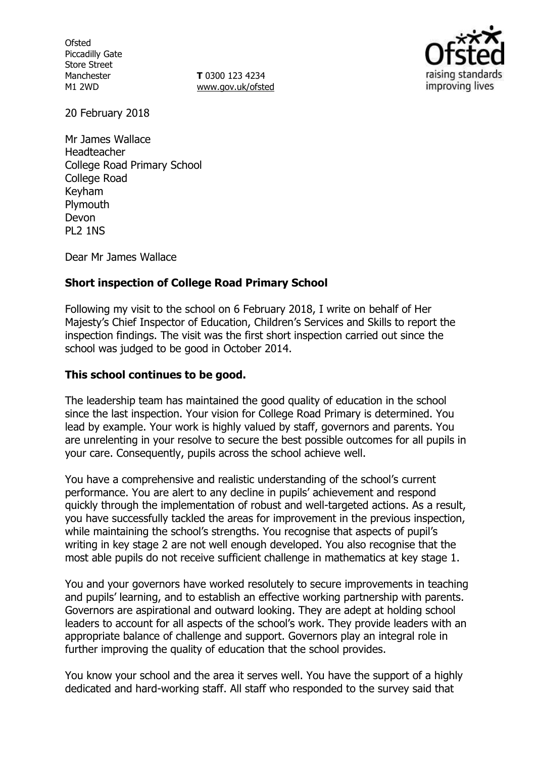Ofsted
Piccadilly Gate
Store Street
Manchester
M1 2WD

**T** 0300 123 4234
www.gov.uk/ofsted

20 February 2018

Mr James Wallace
Headteacher
College Road Primary School
College Road
Keyham
Plymouth
Devon
PL2 1NS

Dear Mr James Wallace

**Short inspection of College Road Primary School**

Following my visit to the school on 6 February 2018, I write on behalf of Her Majesty's Chief Inspector of Education, Children's Services and Skills to report the inspection findings. The visit was the first short inspection carried out since the school was judged to be good in October 2014.

**This school continues to be good.**

The leadership team has maintained the good quality of education in the school since the last inspection. Your vision for College Road Primary is determined. You lead by example. Your work is highly valued by staff, governors and parents. You are unrelenting in your resolve to secure the best possible outcomes for all pupils in your care. Consequently, pupils across the school achieve well.

You have a comprehensive and realistic understanding of the school's current performance. You are alert to any decline in pupils' achievement and respond quickly through the implementation of robust and well-targeted actions. As a result, you have successfully tackled the areas for improvement in the previous inspection, while maintaining the school's strengths. You recognise that aspects of pupil's writing in key stage 2 are not well enough developed. You also recognise that the most able pupils do not receive sufficient challenge in mathematics at key stage 1.

You and your governors have worked resolutely to secure improvements in teaching and pupils' learning, and to establish an effective working partnership with parents. Governors are aspirational and outward looking. They are adept at holding school leaders to account for all aspects of the school's work. They provide leaders with an appropriate balance of challenge and support. Governors play an integral role in further improving the quality of education that the school provides.

You know your school and the area it serves well. You have the support of a highly dedicated and hard-working staff. All staff who responded to the survey said that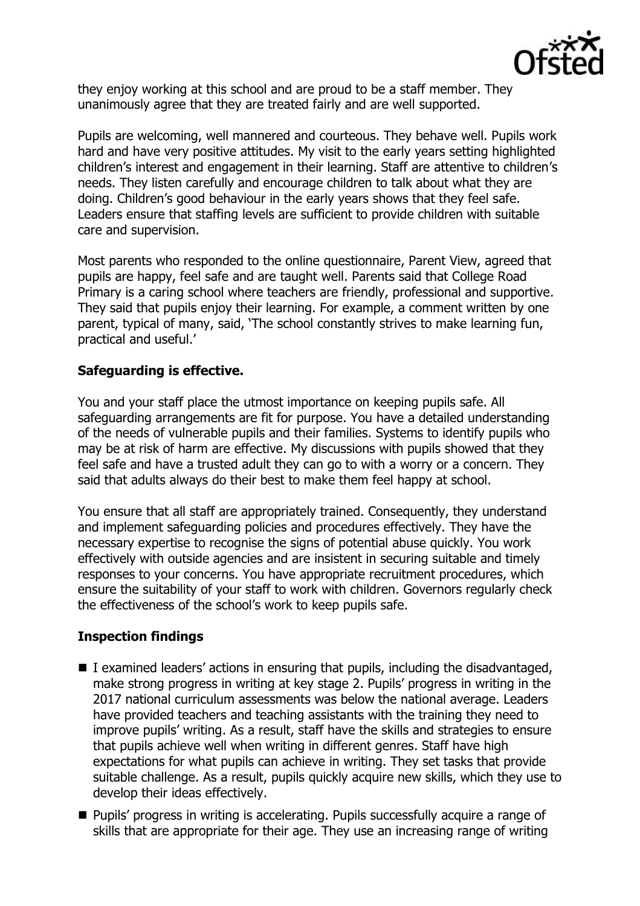they enjoy working at this school and are proud to be a staff member. They unanimously agree that they are treated fairly and are well supported.

Pupils are welcoming, well mannered and courteous. They behave well. Pupils work hard and have very positive attitudes. My visit to the early years setting highlighted children's interest and engagement in their learning. Staff are attentive to children's needs. They listen carefully and encourage children to talk about what they are doing. Children's good behaviour in the early years shows that they feel safe. Leaders ensure that staffing levels are sufficient to provide children with suitable care and supervision.

Most parents who responded to the online questionnaire, Parent View, agreed that pupils are happy, feel safe and are taught well. Parents said that College Road Primary is a caring school where teachers are friendly, professional and supportive. They said that pupils enjoy their learning. For example, a comment written by one parent, typical of many, said, 'The school constantly strives to make learning fun, practical and useful.'

## Safeguarding is effective.

You and your staff place the utmost importance on keeping pupils safe. All safeguarding arrangements are fit for purpose. You have a detailed understanding of the needs of vulnerable pupils and their families. Systems to identify pupils who may be at risk of harm are effective. My discussions with pupils showed that they feel safe and have a trusted adult they can go to with a worry or a concern. They said that adults always do their best to make them feel happy at school.

You ensure that all staff are appropriately trained. Consequently, they understand and implement safeguarding policies and procedures effectively. They have the necessary expertise to recognise the signs of potential abuse quickly. You work effectively with outside agencies and are insistent in securing suitable and timely responses to your concerns. You have appropriate recruitment procedures, which ensure the suitability of your staff to work with children. Governors regularly check the effectiveness of the school's work to keep pupils safe.

## Inspection findings

- I examined leaders' actions in ensuring that pupils, including the disadvantaged, make strong progress in writing at key stage 2. Pupils' progress in writing in the 2017 national curriculum assessments was below the national average. Leaders have provided teachers and teaching assistants with the training they need to improve pupils' writing. As a result, staff have the skills and strategies to ensure that pupils achieve well when writing in different genres. Staff have high expectations for what pupils can achieve in writing. They set tasks that provide suitable challenge. As a result, pupils quickly acquire new skills, which they use to develop their ideas effectively.
- Pupils' progress in writing is accelerating. Pupils successfully acquire a range of skills that are appropriate for their age. They use an increasing range of writing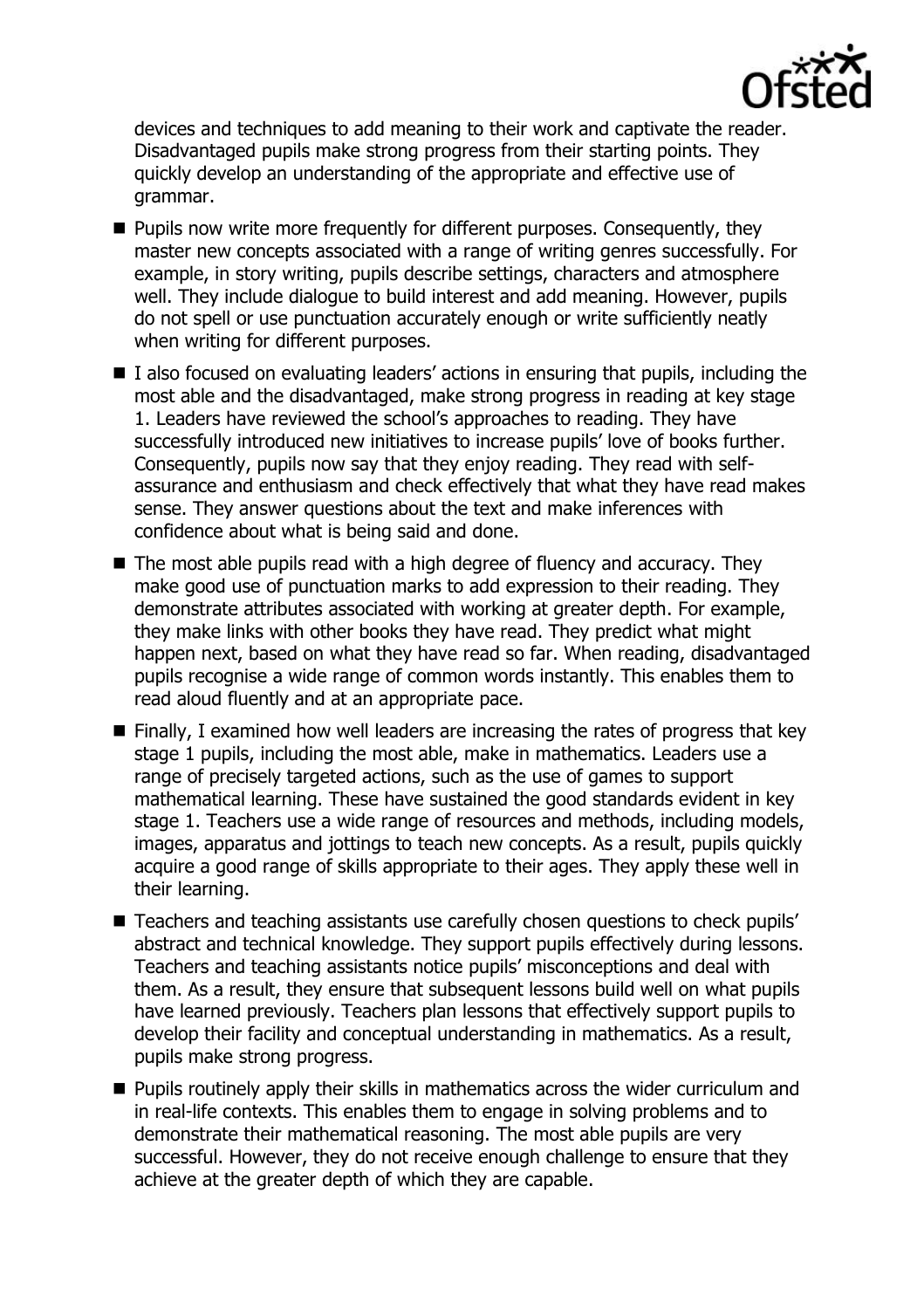devices and techniques to add meaning to their work and captivate the reader. Disadvantaged pupils make strong progress from their starting points. They quickly develop an understanding of the appropriate and effective use of grammar.

- Pupils now write more frequently for different purposes. Consequently, they master new concepts associated with a range of writing genres successfully. For example, in story writing, pupils describe settings, characters and atmosphere well. They include dialogue to build interest and add meaning. However, pupils do not spell or use punctuation accurately enough or write sufficiently neatly when writing for different purposes.
- I also focused on evaluating leaders' actions in ensuring that pupils, including the most able and the disadvantaged, make strong progress in reading at key stage 1. Leaders have reviewed the school's approaches to reading. They have successfully introduced new initiatives to increase pupils' love of books further. Consequently, pupils now say that they enjoy reading. They read with self-assurance and enthusiasm and check effectively that what they have read makes sense. They answer questions about the text and make inferences with confidence about what is being said and done.
- The most able pupils read with a high degree of fluency and accuracy. They make good use of punctuation marks to add expression to their reading. They demonstrate attributes associated with working at greater depth. For example, they make links with other books they have read. They predict what might happen next, based on what they have read so far. When reading, disadvantaged pupils recognise a wide range of common words instantly. This enables them to read aloud fluently and at an appropriate pace.
- Finally, I examined how well leaders are increasing the rates of progress that key stage 1 pupils, including the most able, make in mathematics. Leaders use a range of precisely targeted actions, such as the use of games to support mathematical learning. These have sustained the good standards evident in key stage 1. Teachers use a wide range of resources and methods, including models, images, apparatus and jottings to teach new concepts. As a result, pupils quickly acquire a good range of skills appropriate to their ages. They apply these well in their learning.
- Teachers and teaching assistants use carefully chosen questions to check pupils' abstract and technical knowledge. They support pupils effectively during lessons. Teachers and teaching assistants notice pupils' misconceptions and deal with them. As a result, they ensure that subsequent lessons build well on what pupils have learned previously. Teachers plan lessons that effectively support pupils to develop their facility and conceptual understanding in mathematics. As a result, pupils make strong progress.
- Pupils routinely apply their skills in mathematics across the wider curriculum and in real-life contexts. This enables them to engage in solving problems and to demonstrate their mathematical reasoning. The most able pupils are very successful. However, they do not receive enough challenge to ensure that they achieve at the greater depth of which they are capable.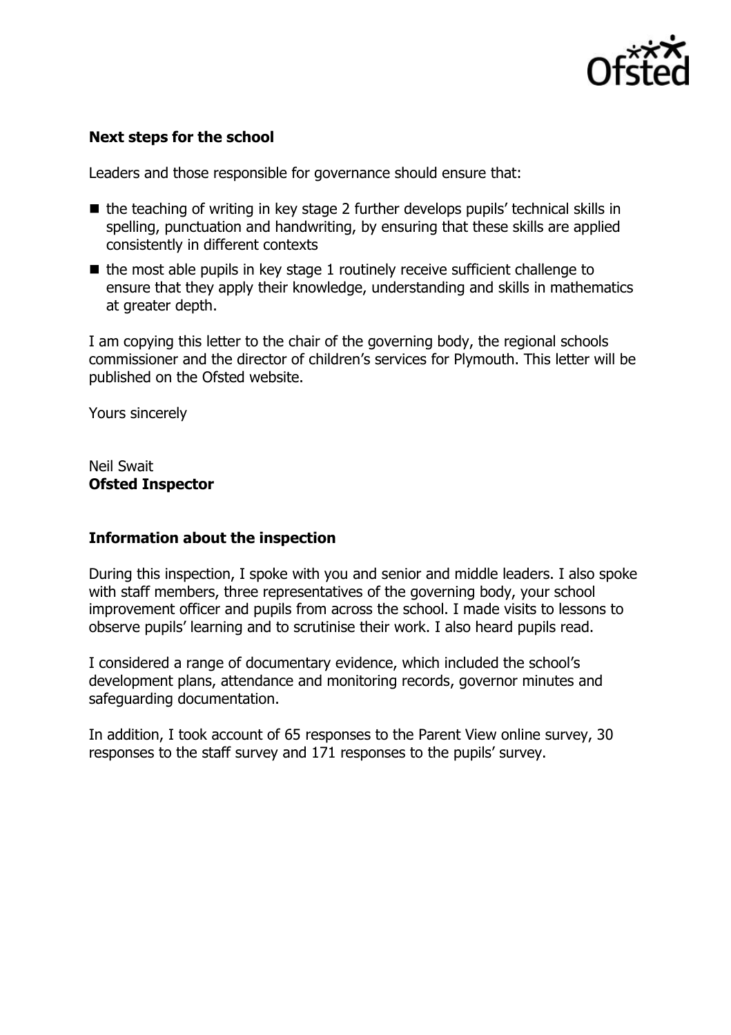### Next steps for the school

Leaders and those responsible for governance should ensure that:

- the teaching of writing in key stage 2 further develops pupils' technical skills in spelling, punctuation and handwriting, by ensuring that these skills are applied consistently in different contexts
- the most able pupils in key stage 1 routinely receive sufficient challenge to ensure that they apply their knowledge, understanding and skills in mathematics at greater depth.

I am copying this letter to the chair of the governing body, the regional schools commissioner and the director of children's services for Plymouth. This letter will be published on the Ofsted website.

Yours sincerely

Neil Swait
**Ofsted Inspector**

### Information about the inspection

During this inspection, I spoke with you and senior and middle leaders. I also spoke with staff members, three representatives of the governing body, your school improvement officer and pupils from across the school. I made visits to lessons to observe pupils' learning and to scrutinise their work. I also heard pupils read.

I considered a range of documentary evidence, which included the school's development plans, attendance and monitoring records, governor minutes and safeguarding documentation.

In addition, I took account of 65 responses to the Parent View online survey, 30 responses to the staff survey and 171 responses to the pupils' survey.